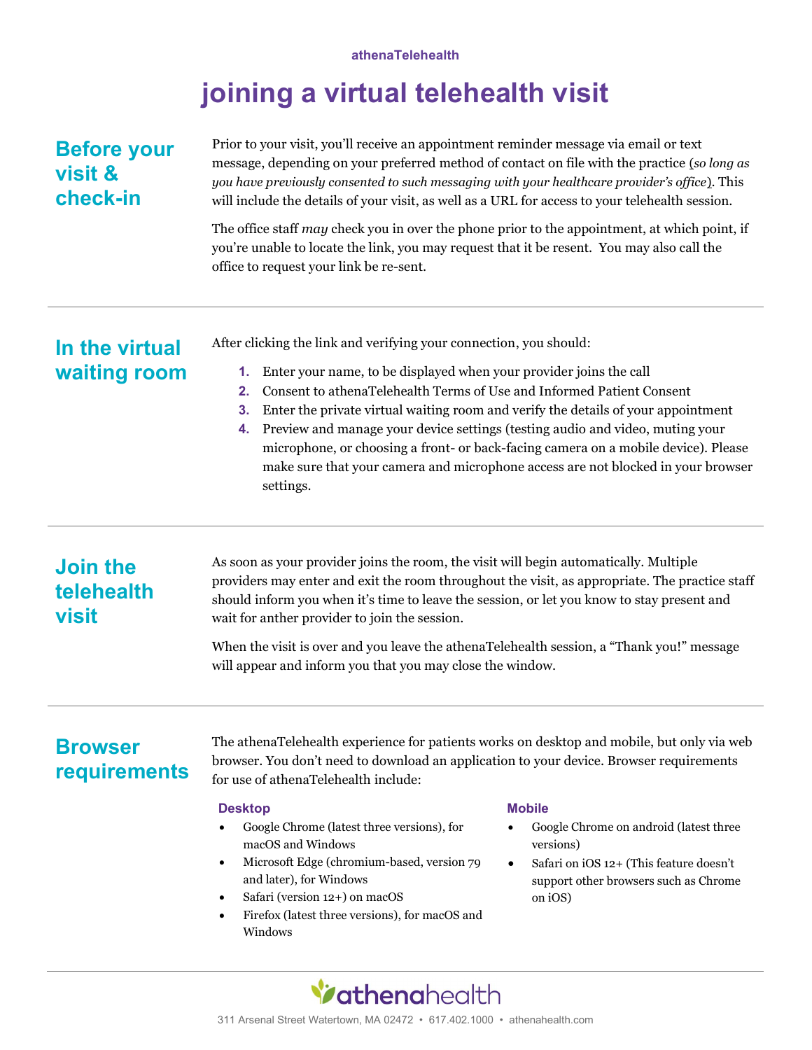athenaTelehealth

# joining a virtual telehealth visit

## Before your visit & check-in

Prior to your visit, you'll receive an appointment reminder message via email or text message, depending on your preferred method of contact on file with the practice (*so long as you have previously consented to such messaging with your healthcare provider's office*). This will include the details of your visit, as well as a URL for access to your telehealth session.

The office staff *may* check you in over the phone prior to the appointment, at which point, if you're unable to locate the link, you may request that it be resent. You may also call the office to request your link be re-sent.

## In the virtual waiting room

After clicking the link and verifying your connection, you should:

1. Enter your name, to be displayed when your provider joins the call
2. Consent to athenaTelehealth Terms of Use and Informed Patient Consent
3. Enter the private virtual waiting room and verify the details of your appointment
4. Preview and manage your device settings (testing audio and video, muting your microphone, or choosing a front- or back-facing camera on a mobile device). Please make sure that your camera and microphone access are not blocked in your browser settings.

## Join the telehealth visit

As soon as your provider joins the room, the visit will begin automatically. Multiple providers may enter and exit the room throughout the visit, as appropriate. The practice staff should inform you when it's time to leave the session, or let you know to stay present and wait for anther provider to join the session.

When the visit is over and you leave the athenaTelehealth session, a "Thank you!" message will appear and inform you that you may close the window.

## Browser requirements

The athenaTelehealth experience for patients works on desktop and mobile, but only via web browser. You don't need to download an application to your device. Browser requirements for use of athenaTelehealth include:

### Desktop

- Google Chrome (latest three versions), for macOS and Windows
- Microsoft Edge (chromium-based, version 79 and later), for Windows
- Safari (version 12+) on macOS
- Firefox (latest three versions), for macOS and Windows

### Mobile

- Google Chrome on android (latest three versions)
- Safari on iOS 12+ (This feature doesn't support other browsers such as Chrome on iOS)

athenahealth

311 Arsenal Street Watertown, MA 02472 • 617.402.1000 • athenahealth.com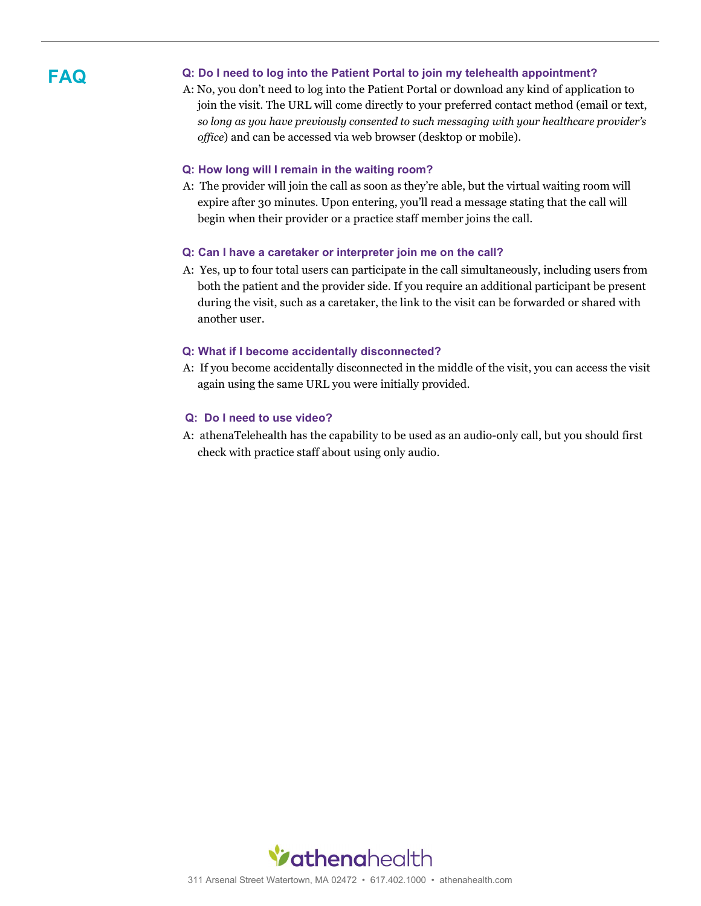## FAQ

**Q: Do I need to log into the Patient Portal to join my telehealth appointment?**

A: No, you don't need to log into the Patient Portal or download any kind of application to join the visit. The URL will come directly to your preferred contact method (email or text, *so long as you have previously consented to such messaging with your healthcare provider's office*) and can be accessed via web browser (desktop or mobile).

**Q: How long will I remain in the waiting room?**

A: The provider will join the call as soon as they're able, but the virtual waiting room will expire after 30 minutes. Upon entering, you'll read a message stating that the call will begin when their provider or a practice staff member joins the call.

**Q: Can I have a caretaker or interpreter join me on the call?**

A: Yes, up to four total users can participate in the call simultaneously, including users from both the patient and the provider side. If you require an additional participant be present during the visit, such as a caretaker, the link to the visit can be forwarded or shared with another user.

**Q: What if I become accidentally disconnected?**

A: If you become accidentally disconnected in the middle of the visit, you can access the visit again using the same URL you were initially provided.

**Q: Do I need to use video?**

A: athenaTelehealth has the capability to be used as an audio-only call, but you should first check with practice staff about using only audio.

athenahealth

311 Arsenal Street Watertown, MA 02472 • 617.402.1000 • athenahealth.com